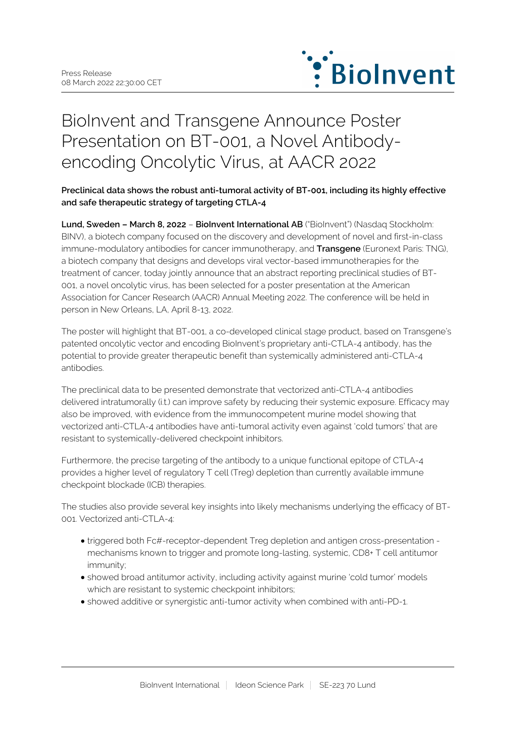Press Release
08 March 2022 22:30:00 CET

# BioInvent and Transgene Announce Poster Presentation on BT-001, a Novel Antibody-encoding Oncolytic Virus, at AACR 2022

**Preclinical data shows the robust anti-tumoral activity of BT-001, including its highly effective and safe therapeutic strategy of targeting CTLA-4**

**Lund, Sweden – March 8, 2022** – **BioInvent International AB** ("BioInvent") (Nasdaq Stockholm: BINV), a biotech company focused on the discovery and development of novel and first-in-class immune-modulatory antibodies for cancer immunotherapy, and **Transgene** (Euronext Paris: TNG), a biotech company that designs and develops viral vector-based immunotherapies for the treatment of cancer, today jointly announce that an abstract reporting preclinical studies of BT-001, a novel oncolytic virus, has been selected for a poster presentation at the American Association for Cancer Research (AACR) Annual Meeting 2022. The conference will be held in person in New Orleans, LA, April 8-13, 2022.

The poster will highlight that BT-001, a co-developed clinical stage product, based on Transgene's patented oncolytic vector and encoding BioInvent's proprietary anti-CTLA-4 antibody, has the potential to provide greater therapeutic benefit than systemically administered anti-CTLA-4 antibodies.

The preclinical data to be presented demonstrate that vectorized anti-CTLA-4 antibodies delivered intratumorally (i.t.) can improve safety by reducing their systemic exposure. Efficacy may also be improved, with evidence from the immunocompetent murine model showing that vectorized anti-CTLA-4 antibodies have anti-tumoral activity even against 'cold tumors' that are resistant to systemically-delivered checkpoint inhibitors.

Furthermore, the precise targeting of the antibody to a unique functional epitope of CTLA-4 provides a higher level of regulatory T cell (Treg) depletion than currently available immune checkpoint blockade (ICB) therapies.

The studies also provide several key insights into likely mechanisms underlying the efficacy of BT-001. Vectorized anti-CTLA-4:

- triggered both Fc#-receptor-dependent Treg depletion and antigen cross-presentation - mechanisms known to trigger and promote long-lasting, systemic, CD8+ T cell antitumor immunity;
- showed broad antitumor activity, including activity against murine 'cold tumor' models which are resistant to systemic checkpoint inhibitors;
- showed additive or synergistic anti-tumor activity when combined with anti-PD-1.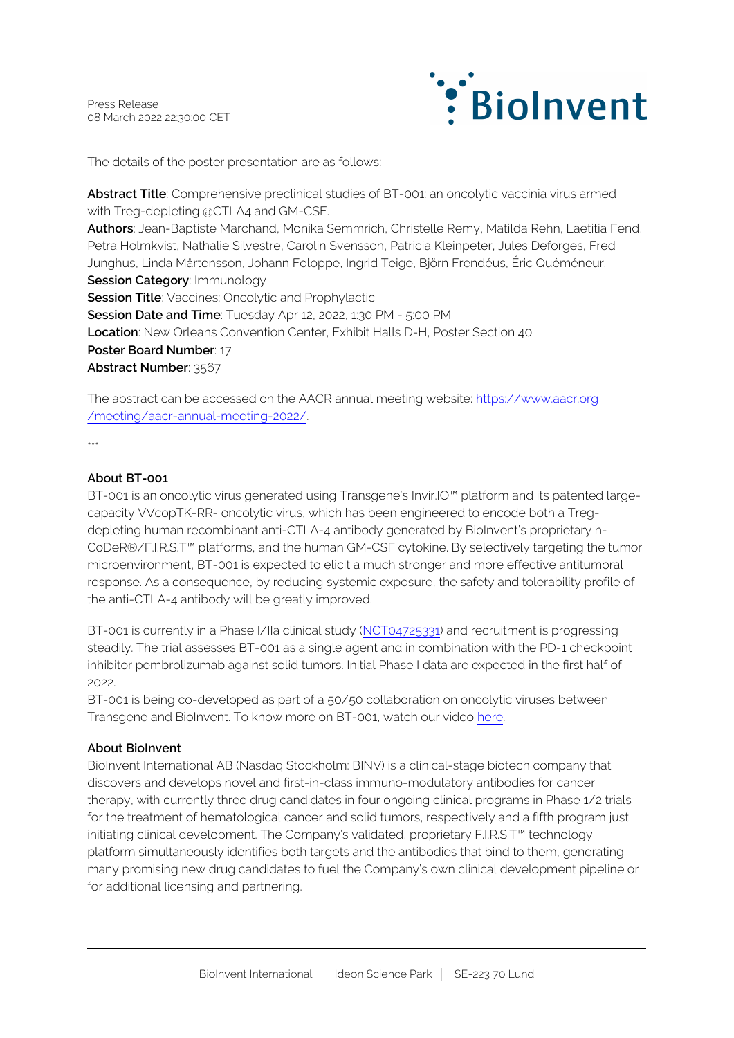The details of the poster presentation are as follows:

**Abstract Title**: Comprehensive preclinical studies of BT-001: an oncolytic vaccinia virus armed with Treg-depleting @CTLA4 and GM-CSF.
**Authors**: Jean-Baptiste Marchand, Monika Semmrich, Christelle Remy, Matilda Rehn, Laetitia Fend, Petra Holmkvist, Nathalie Silvestre, Carolin Svensson, Patricia Kleinpeter, Jules Deforges, Fred Junghus, Linda Mårtensson, Johann Foloppe, Ingrid Teige, Björn Frendéus, Éric Quéméneur.
**Session Category**: Immunology
**Session Title**: Vaccines: Oncolytic and Prophylactic
**Session Date and Time**: Tuesday Apr 12, 2022, 1:30 PM - 5:00 PM
**Location**: New Orleans Convention Center, Exhibit Halls D-H, Poster Section 40
**Poster Board Number**: 17
**Abstract Number**: 3567

The abstract can be accessed on the AACR annual meeting website: [https://www.aacr.org/meeting/aacr-annual-meeting-2022/](https://www.aacr.org/meeting/aacr-annual-meeting-2022/).

\*\*\*

**About BT-001**

BT-001 is an oncolytic virus generated using Transgene's Invir.IO™ platform and its patented large-capacity VVcopTK-RR- oncolytic virus, which has been engineered to encode both a Treg-depleting human recombinant anti-CTLA-4 antibody generated by BioInvent's proprietary n-CoDeR®/F.I.R.S.T™ platforms, and the human GM-CSF cytokine. By selectively targeting the tumor microenvironment, BT-001 is expected to elicit a much stronger and more effective antitumoral response. As a consequence, by reducing systemic exposure, the safety and tolerability profile of the anti-CTLA-4 antibody will be greatly improved.

BT-001 is currently in a Phase I/IIa clinical study (NCT04725331) and recruitment is progressing steadily. The trial assesses BT-001 as a single agent and in combination with the PD-1 checkpoint inhibitor pembrolizumab against solid tumors. Initial Phase I data are expected in the first half of 2022.
BT-001 is being co-developed as part of a 50/50 collaboration on oncolytic viruses between Transgene and BioInvent. To know more on BT-001, watch our video here.

**About BioInvent**

BioInvent International AB (Nasdaq Stockholm: BINV) is a clinical-stage biotech company that discovers and develops novel and first-in-class immuno-modulatory antibodies for cancer therapy, with currently three drug candidates in four ongoing clinical programs in Phase 1/2 trials for the treatment of hematological cancer and solid tumors, respectively and a fifth program just initiating clinical development. The Company's validated, proprietary F.I.R.S.T™ technology platform simultaneously identifies both targets and the antibodies that bind to them, generating many promising new drug candidates to fuel the Company's own clinical development pipeline or for additional licensing and partnering.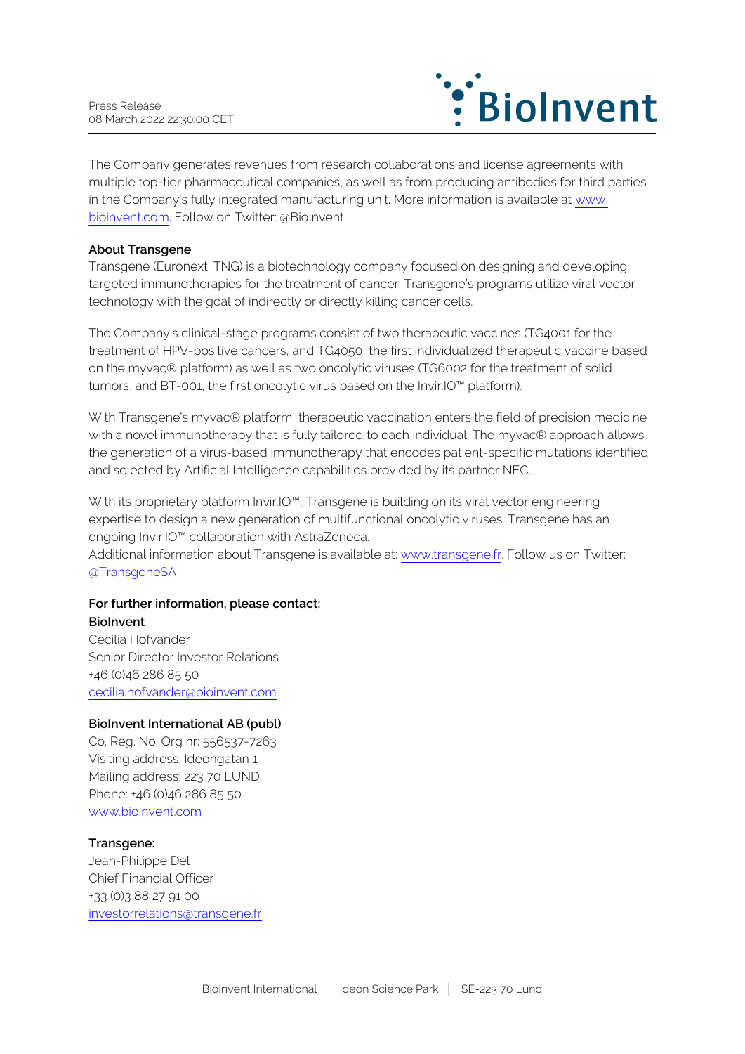The Company generates revenues from research collaborations and license agreements with multiple top-tier pharmaceutical companies, as well as from producing antibodies for third parties in the Company's fully integrated manufacturing unit. More information is available at www.bioinvent.com. Follow on Twitter: @BioInvent.

**About Transgene**

Transgene (Euronext: TNG) is a biotechnology company focused on designing and developing targeted immunotherapies for the treatment of cancer. Transgene's programs utilize viral vector technology with the goal of indirectly or directly killing cancer cells.

The Company's clinical-stage programs consist of two therapeutic vaccines (TG4001 for the treatment of HPV-positive cancers, and TG4050, the first individualized therapeutic vaccine based on the myvac® platform) as well as two oncolytic viruses (TG6002 for the treatment of solid tumors, and BT-001, the first oncolytic virus based on the Invir.IO™ platform).

With Transgene's myvac® platform, therapeutic vaccination enters the field of precision medicine with a novel immunotherapy that is fully tailored to each individual. The myvac® approach allows the generation of a virus-based immunotherapy that encodes patient-specific mutations identified and selected by Artificial Intelligence capabilities provided by its partner NEC.

With its proprietary platform Invir.IO™, Transgene is building on its viral vector engineering expertise to design a new generation of multifunctional oncolytic viruses. Transgene has an ongoing Invir.IO™ collaboration with AstraZeneca.
Additional information about Transgene is available at: www.transgene.fr. Follow us on Twitter: @TransgeneSA

**For further information, please contact:**
**BioInvent**
Cecilia Hofvander
Senior Director Investor Relations
+46 (0)46 286 85 50
cecilia.hofvander@bioinvent.com

**BioInvent International AB (publ)**
Co. Reg. No. Org nr: 556537-7263
Visiting address: Ideongatan 1
Mailing address: 223 70 LUND
Phone: +46 (0)46 286 85 50
www.bioinvent.com

**Transgene:**
Jean-Philippe Del
Chief Financial Officer
+33 (0)3 88 27 91 00
investorrelations@transgene.fr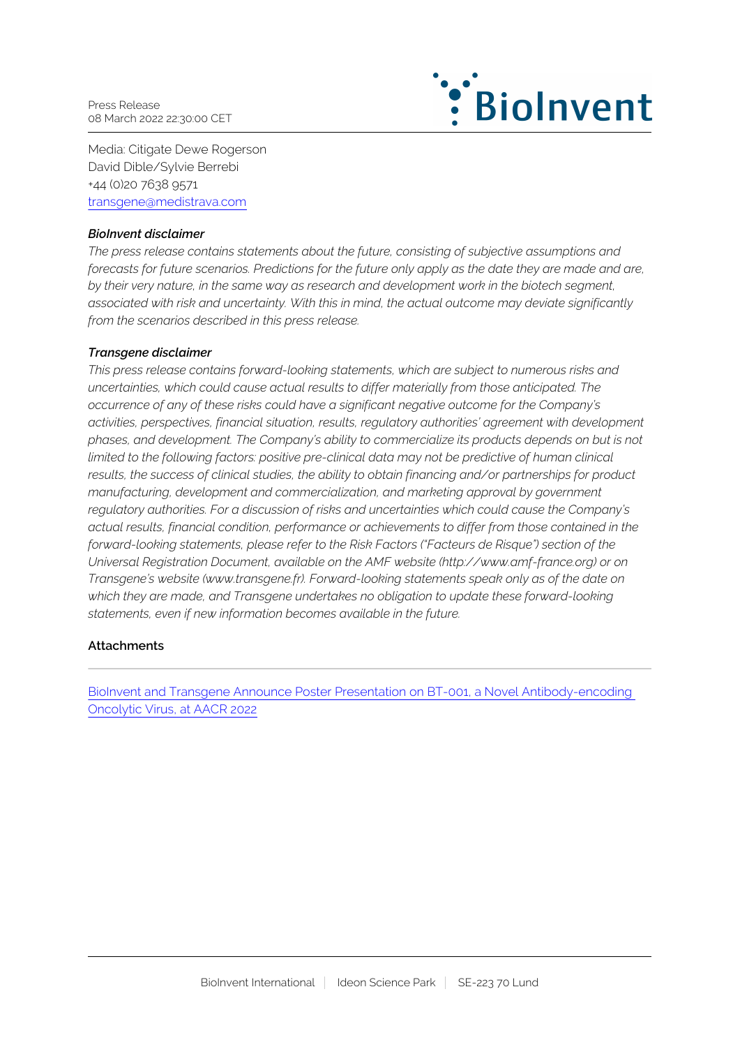Media: Citigate Dewe Rogerson
David Dible/Sylvie Berrebi
+44 (0)20 7638 9571
transgene@medistrava.com

***BioInvent disclaimer***

*The press release contains statements about the future, consisting of subjective assumptions and forecasts for future scenarios. Predictions for the future only apply as the date they are made and are, by their very nature, in the same way as research and development work in the biotech segment, associated with risk and uncertainty. With this in mind, the actual outcome may deviate significantly from the scenarios described in this press release.*

***Transgene disclaimer***

*This press release contains forward-looking statements, which are subject to numerous risks and uncertainties, which could cause actual results to differ materially from those anticipated. The occurrence of any of these risks could have a significant negative outcome for the Company's activities, perspectives, financial situation, results, regulatory authorities' agreement with development phases, and development. The Company's ability to commercialize its products depends on but is not limited to the following factors: positive pre-clinical data may not be predictive of human clinical results, the success of clinical studies, the ability to obtain financing and/or partnerships for product manufacturing, development and commercialization, and marketing approval by government regulatory authorities. For a discussion of risks and uncertainties which could cause the Company's actual results, financial condition, performance or achievements to differ from those contained in the forward-looking statements, please refer to the Risk Factors ("Facteurs de Risque") section of the Universal Registration Document, available on the AMF website (http://www.amf-france.org) or on Transgene's website (www.transgene.fr). Forward-looking statements speak only as of the date on which they are made, and Transgene undertakes no obligation to update these forward-looking statements, even if new information becomes available in the future.*

**Attachments**

BioInvent and Transgene Announce Poster Presentation on BT-001, a Novel Antibody-encoding Oncolytic Virus, at AACR 2022